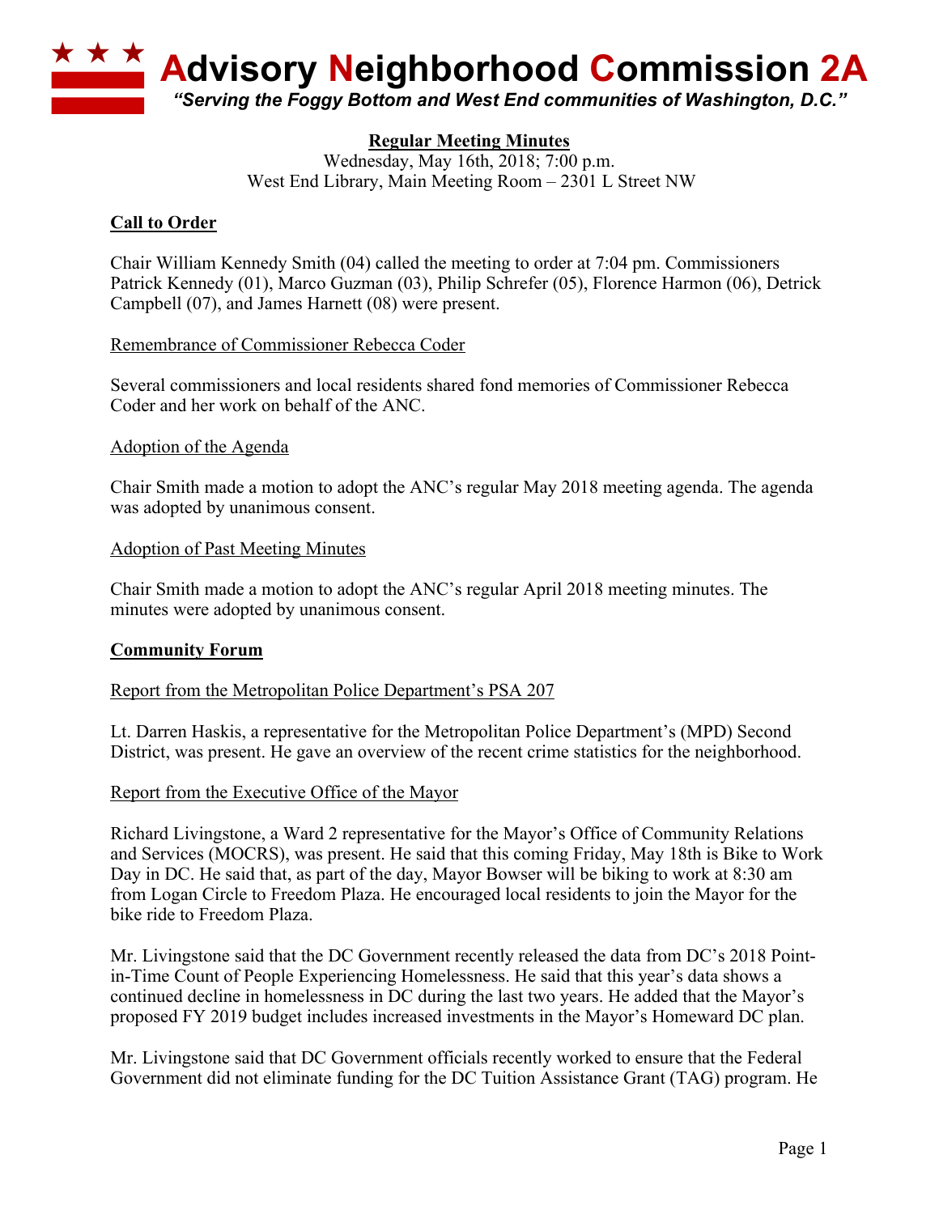# Advisory Neighborhood Commission 2A

*"Serving the Foggy Bottom and West End communities of Washington, D.C."*

**Regular Meeting Minutes**
Wednesday, May 16th, 2018; 7:00 p.m.
West End Library, Main Meeting Room – 2301 L Street NW

## Call to Order

Chair William Kennedy Smith (04) called the meeting to order at 7:04 pm. Commissioners Patrick Kennedy (01), Marco Guzman (03), Philip Schrefer (05), Florence Harmon (06), Detrick Campbell (07), and James Harnett (08) were present.

### Remembrance of Commissioner Rebecca Coder

Several commissioners and local residents shared fond memories of Commissioner Rebecca Coder and her work on behalf of the ANC.

### Adoption of the Agenda

Chair Smith made a motion to adopt the ANC's regular May 2018 meeting agenda. The agenda was adopted by unanimous consent.

### Adoption of Past Meeting Minutes

Chair Smith made a motion to adopt the ANC's regular April 2018 meeting minutes. The minutes were adopted by unanimous consent.

## Community Forum

### Report from the Metropolitan Police Department's PSA 207

Lt. Darren Haskis, a representative for the Metropolitan Police Department's (MPD) Second District, was present. He gave an overview of the recent crime statistics for the neighborhood.

### Report from the Executive Office of the Mayor

Richard Livingstone, a Ward 2 representative for the Mayor's Office of Community Relations and Services (MOCRS), was present. He said that this coming Friday, May 18th is Bike to Work Day in DC. He said that, as part of the day, Mayor Bowser will be biking to work at 8:30 am from Logan Circle to Freedom Plaza. He encouraged local residents to join the Mayor for the bike ride to Freedom Plaza.

Mr. Livingstone said that the DC Government recently released the data from DC's 2018 Point-in-Time Count of People Experiencing Homelessness. He said that this year's data shows a continued decline in homelessness in DC during the last two years. He added that the Mayor's proposed FY 2019 budget includes increased investments in the Mayor's Homeward DC plan.

Mr. Livingstone said that DC Government officials recently worked to ensure that the Federal Government did not eliminate funding for the DC Tuition Assistance Grant (TAG) program. He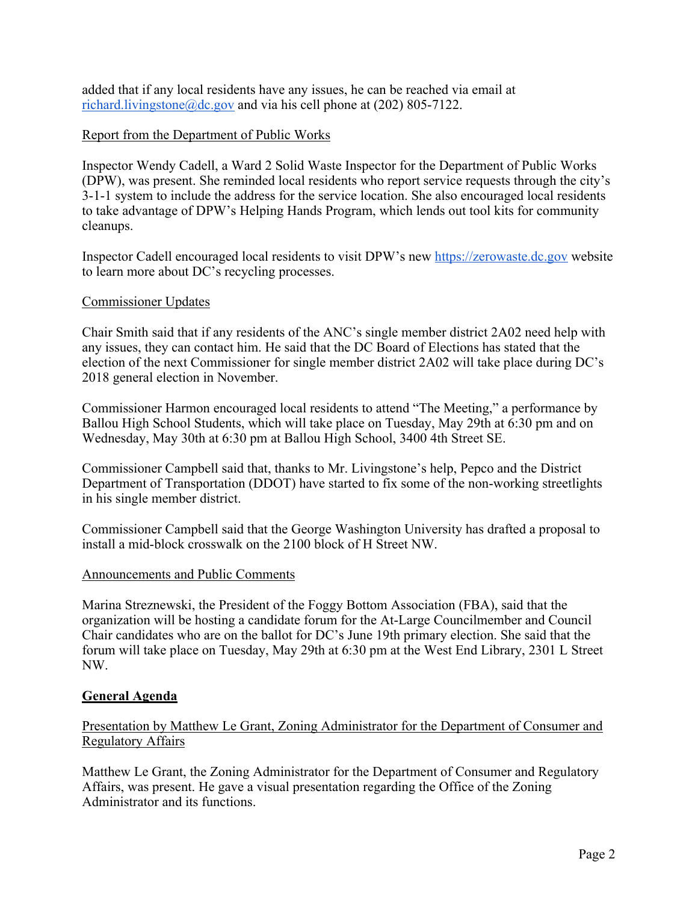added that if any local residents have any issues, he can be reached via email at richard.livingstone@dc.gov and via his cell phone at (202) 805-7122.

Report from the Department of Public Works

Inspector Wendy Cadell, a Ward 2 Solid Waste Inspector for the Department of Public Works (DPW), was present. She reminded local residents who report service requests through the city's 3-1-1 system to include the address for the service location. She also encouraged local residents to take advantage of DPW's Helping Hands Program, which lends out tool kits for community cleanups.

Inspector Cadell encouraged local residents to visit DPW's new https://zerowaste.dc.gov website to learn more about DC's recycling processes.

Commissioner Updates

Chair Smith said that if any residents of the ANC's single member district 2A02 need help with any issues, they can contact him. He said that the DC Board of Elections has stated that the election of the next Commissioner for single member district 2A02 will take place during DC's 2018 general election in November.

Commissioner Harmon encouraged local residents to attend "The Meeting," a performance by Ballou High School Students, which will take place on Tuesday, May 29th at 6:30 pm and on Wednesday, May 30th at 6:30 pm at Ballou High School, 3400 4th Street SE.

Commissioner Campbell said that, thanks to Mr. Livingstone's help, Pepco and the District Department of Transportation (DDOT) have started to fix some of the non-working streetlights in his single member district.

Commissioner Campbell said that the George Washington University has drafted a proposal to install a mid-block crosswalk on the 2100 block of H Street NW.

Announcements and Public Comments

Marina Streznewski, the President of the Foggy Bottom Association (FBA), said that the organization will be hosting a candidate forum for the At-Large Councilmember and Council Chair candidates who are on the ballot for DC's June 19th primary election. She said that the forum will take place on Tuesday, May 29th at 6:30 pm at the West End Library, 2301 L Street NW.

## General Agenda

Presentation by Matthew Le Grant, Zoning Administrator for the Department of Consumer and Regulatory Affairs

Matthew Le Grant, the Zoning Administrator for the Department of Consumer and Regulatory Affairs, was present. He gave a visual presentation regarding the Office of the Zoning Administrator and its functions.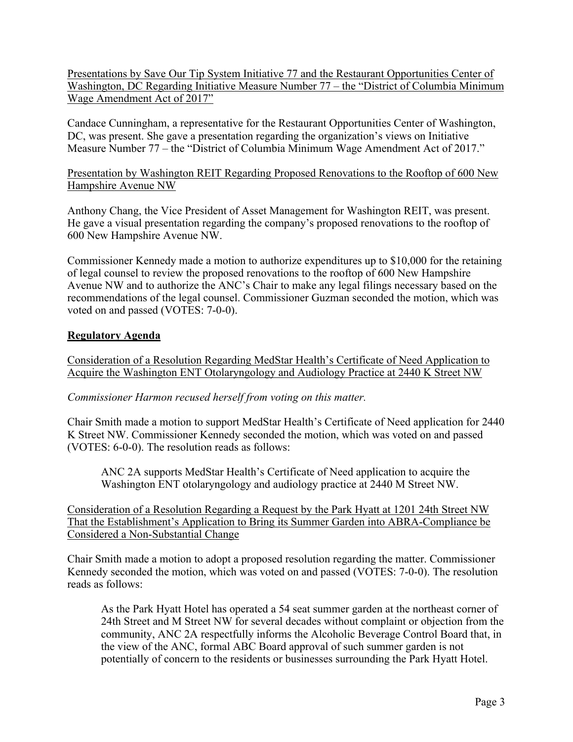Presentations by Save Our Tip System Initiative 77 and the Restaurant Opportunities Center of Washington, DC Regarding Initiative Measure Number 77 – the "District of Columbia Minimum Wage Amendment Act of 2017"

Candace Cunningham, a representative for the Restaurant Opportunities Center of Washington, DC, was present. She gave a presentation regarding the organization's views on Initiative Measure Number 77 – the "District of Columbia Minimum Wage Amendment Act of 2017."

Presentation by Washington REIT Regarding Proposed Renovations to the Rooftop of 600 New Hampshire Avenue NW

Anthony Chang, the Vice President of Asset Management for Washington REIT, was present. He gave a visual presentation regarding the company's proposed renovations to the rooftop of 600 New Hampshire Avenue NW.

Commissioner Kennedy made a motion to authorize expenditures up to $10,000 for the retaining of legal counsel to review the proposed renovations to the rooftop of 600 New Hampshire Avenue NW and to authorize the ANC's Chair to make any legal filings necessary based on the recommendations of the legal counsel. Commissioner Guzman seconded the motion, which was voted on and passed (VOTES: 7-0-0).

## Regulatory Agenda

Consideration of a Resolution Regarding MedStar Health's Certificate of Need Application to Acquire the Washington ENT Otolaryngology and Audiology Practice at 2440 K Street NW

*Commissioner Harmon recused herself from voting on this matter.*

Chair Smith made a motion to support MedStar Health's Certificate of Need application for 2440 K Street NW. Commissioner Kennedy seconded the motion, which was voted on and passed (VOTES: 6-0-0). The resolution reads as follows:

> ANC 2A supports MedStar Health's Certificate of Need application to acquire the Washington ENT otolaryngology and audiology practice at 2440 M Street NW.

Consideration of a Resolution Regarding a Request by the Park Hyatt at 1201 24th Street NW That the Establishment's Application to Bring its Summer Garden into ABRA-Compliance be Considered a Non-Substantial Change

Chair Smith made a motion to adopt a proposed resolution regarding the matter. Commissioner Kennedy seconded the motion, which was voted on and passed (VOTES: 7-0-0). The resolution reads as follows:

> As the Park Hyatt Hotel has operated a 54 seat summer garden at the northeast corner of 24th Street and M Street NW for several decades without complaint or objection from the community, ANC 2A respectfully informs the Alcoholic Beverage Control Board that, in the view of the ANC, formal ABC Board approval of such summer garden is not potentially of concern to the residents or businesses surrounding the Park Hyatt Hotel.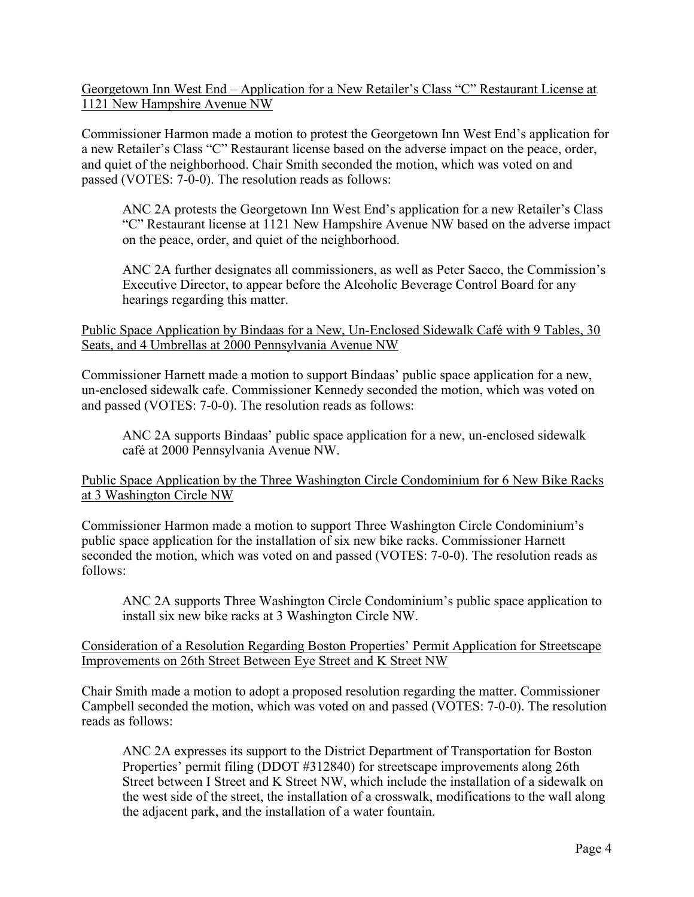<u>Georgetown Inn West End – Application for a New Retailer's Class "C" Restaurant License at 1121 New Hampshire Avenue NW</u>

Commissioner Harmon made a motion to protest the Georgetown Inn West End's application for a new Retailer's Class "C" Restaurant license based on the adverse impact on the peace, order, and quiet of the neighborhood. Chair Smith seconded the motion, which was voted on and passed (VOTES: 7-0-0). The resolution reads as follows:

> ANC 2A protests the Georgetown Inn West End's application for a new Retailer's Class "C" Restaurant license at 1121 New Hampshire Avenue NW based on the adverse impact on the peace, order, and quiet of the neighborhood.
>
> ANC 2A further designates all commissioners, as well as Peter Sacco, the Commission's Executive Director, to appear before the Alcoholic Beverage Control Board for any hearings regarding this matter.

<u>Public Space Application by Bindaas for a New, Un-Enclosed Sidewalk Café with 9 Tables, 30 Seats, and 4 Umbrellas at 2000 Pennsylvania Avenue NW</u>

Commissioner Harnett made a motion to support Bindaas' public space application for a new, un-enclosed sidewalk cafe. Commissioner Kennedy seconded the motion, which was voted on and passed (VOTES: 7-0-0). The resolution reads as follows:

> ANC 2A supports Bindaas' public space application for a new, un-enclosed sidewalk café at 2000 Pennsylvania Avenue NW.

<u>Public Space Application by the Three Washington Circle Condominium for 6 New Bike Racks at 3 Washington Circle NW</u>

Commissioner Harmon made a motion to support Three Washington Circle Condominium's public space application for the installation of six new bike racks. Commissioner Harnett seconded the motion, which was voted on and passed (VOTES: 7-0-0). The resolution reads as follows:

> ANC 2A supports Three Washington Circle Condominium's public space application to install six new bike racks at 3 Washington Circle NW.

<u>Consideration of a Resolution Regarding Boston Properties' Permit Application for Streetscape Improvements on 26th Street Between Eye Street and K Street NW</u>

Chair Smith made a motion to adopt a proposed resolution regarding the matter. Commissioner Campbell seconded the motion, which was voted on and passed (VOTES: 7-0-0). The resolution reads as follows:

> ANC 2A expresses its support to the District Department of Transportation for Boston Properties' permit filing (DDOT #312840) for streetscape improvements along 26th Street between I Street and K Street NW, which include the installation of a sidewalk on the west side of the street, the installation of a crosswalk, modifications to the wall along the adjacent park, and the installation of a water fountain.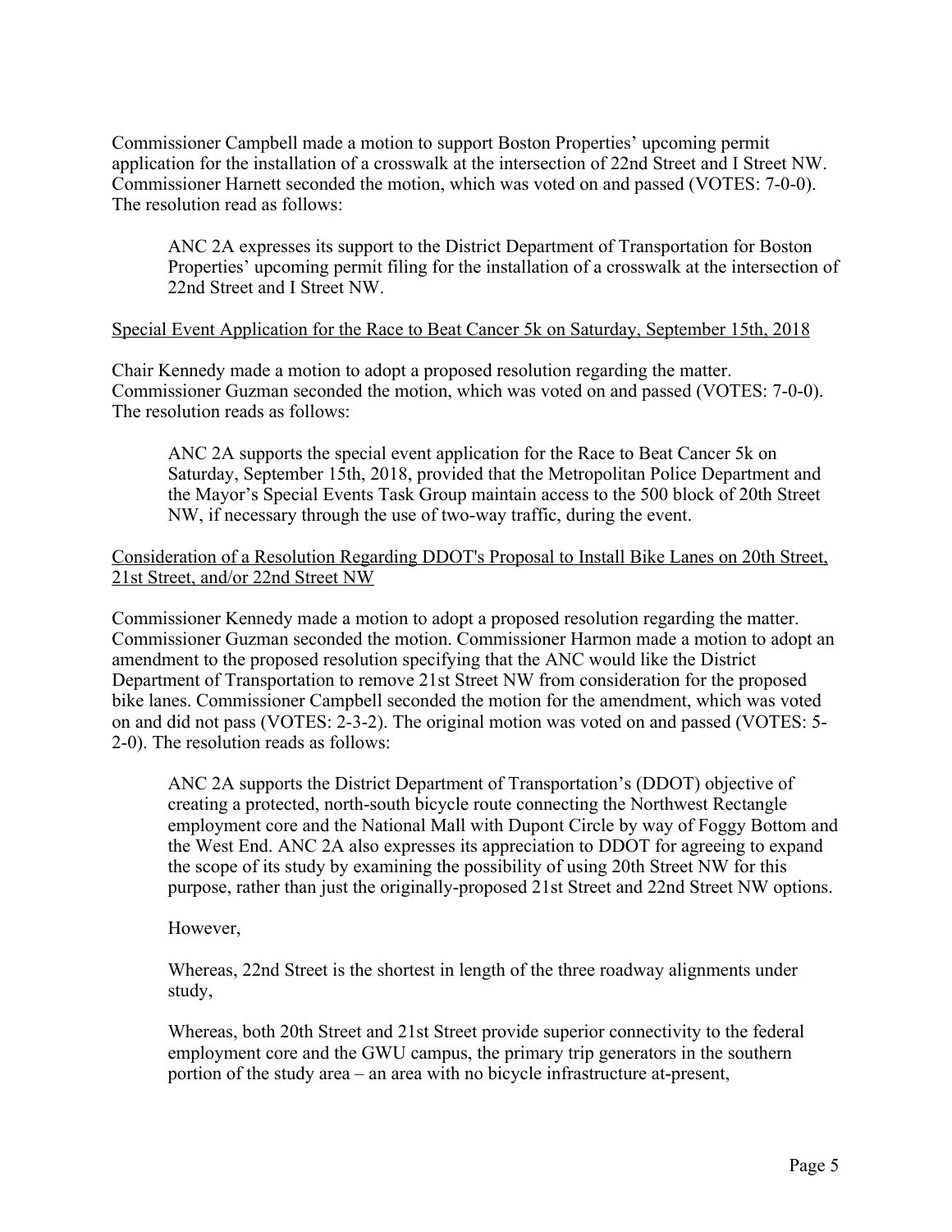Commissioner Campbell made a motion to support Boston Properties' upcoming permit application for the installation of a crosswalk at the intersection of 22nd Street and I Street NW. Commissioner Harnett seconded the motion, which was voted on and passed (VOTES: 7-0-0). The resolution read as follows:

> ANC 2A expresses its support to the District Department of Transportation for Boston Properties' upcoming permit filing for the installation of a crosswalk at the intersection of 22nd Street and I Street NW.

<u>Special Event Application for the Race to Beat Cancer 5k on Saturday, September 15th, 2018</u>

Chair Kennedy made a motion to adopt a proposed resolution regarding the matter. Commissioner Guzman seconded the motion, which was voted on and passed (VOTES: 7-0-0). The resolution reads as follows:

> ANC 2A supports the special event application for the Race to Beat Cancer 5k on Saturday, September 15th, 2018, provided that the Metropolitan Police Department and the Mayor's Special Events Task Group maintain access to the 500 block of 20th Street NW, if necessary through the use of two-way traffic, during the event.

<u>Consideration of a Resolution Regarding DDOT's Proposal to Install Bike Lanes on 20th Street, 21st Street, and/or 22nd Street NW</u>

Commissioner Kennedy made a motion to adopt a proposed resolution regarding the matter. Commissioner Guzman seconded the motion. Commissioner Harmon made a motion to adopt an amendment to the proposed resolution specifying that the ANC would like the District Department of Transportation to remove 21st Street NW from consideration for the proposed bike lanes. Commissioner Campbell seconded the motion for the amendment, which was voted on and did not pass (VOTES: 2-3-2). The original motion was voted on and passed (VOTES: 5-2-0). The resolution reads as follows:

> ANC 2A supports the District Department of Transportation's (DDOT) objective of creating a protected, north-south bicycle route connecting the Northwest Rectangle employment core and the National Mall with Dupont Circle by way of Foggy Bottom and the West End. ANC 2A also expresses its appreciation to DDOT for agreeing to expand the scope of its study by examining the possibility of using 20th Street NW for this purpose, rather than just the originally-proposed 21st Street and 22nd Street NW options.
>
> However,
>
> Whereas, 22nd Street is the shortest in length of the three roadway alignments under study,
>
> Whereas, both 20th Street and 21st Street provide superior connectivity to the federal employment core and the GWU campus, the primary trip generators in the southern portion of the study area – an area with no bicycle infrastructure at-present,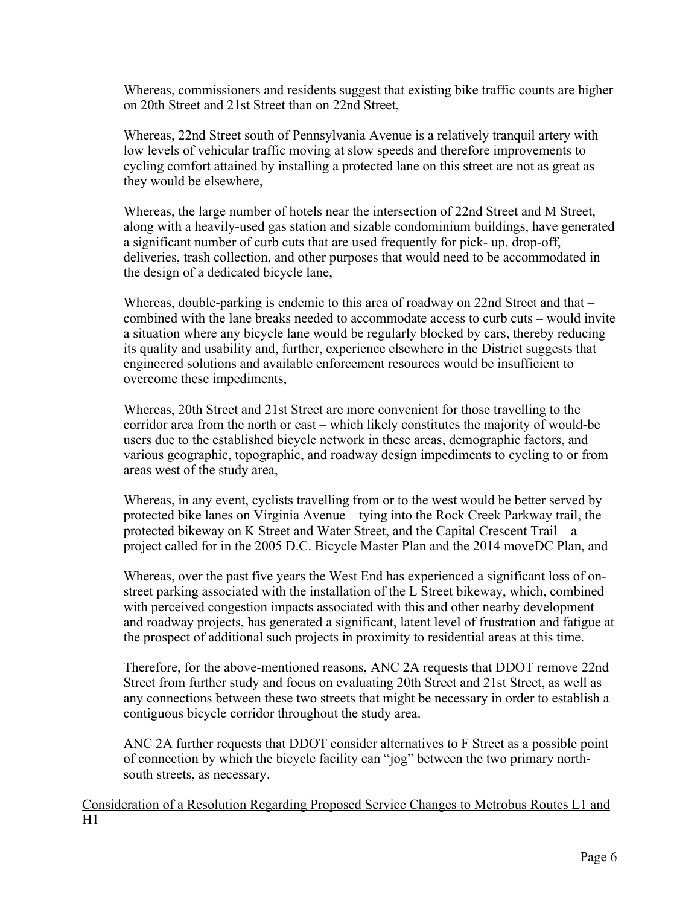Whereas, commissioners and residents suggest that existing bike traffic counts are higher on 20th Street and 21st Street than on 22nd Street,

Whereas, 22nd Street south of Pennsylvania Avenue is a relatively tranquil artery with low levels of vehicular traffic moving at slow speeds and therefore improvements to cycling comfort attained by installing a protected lane on this street are not as great as they would be elsewhere,

Whereas, the large number of hotels near the intersection of 22nd Street and M Street, along with a heavily-used gas station and sizable condominium buildings, have generated a significant number of curb cuts that are used frequently for pick- up, drop-off, deliveries, trash collection, and other purposes that would need to be accommodated in the design of a dedicated bicycle lane,

Whereas, double-parking is endemic to this area of roadway on 22nd Street and that – combined with the lane breaks needed to accommodate access to curb cuts – would invite a situation where any bicycle lane would be regularly blocked by cars, thereby reducing its quality and usability and, further, experience elsewhere in the District suggests that engineered solutions and available enforcement resources would be insufficient to overcome these impediments,

Whereas, 20th Street and 21st Street are more convenient for those travelling to the corridor area from the north or east – which likely constitutes the majority of would-be users due to the established bicycle network in these areas, demographic factors, and various geographic, topographic, and roadway design impediments to cycling to or from areas west of the study area,

Whereas, in any event, cyclists travelling from or to the west would be better served by protected bike lanes on Virginia Avenue – tying into the Rock Creek Parkway trail, the protected bikeway on K Street and Water Street, and the Capital Crescent Trail – a project called for in the 2005 D.C. Bicycle Master Plan and the 2014 moveDC Plan, and

Whereas, over the past five years the West End has experienced a significant loss of on-street parking associated with the installation of the L Street bikeway, which, combined with perceived congestion impacts associated with this and other nearby development and roadway projects, has generated a significant, latent level of frustration and fatigue at the prospect of additional such projects in proximity to residential areas at this time.

Therefore, for the above-mentioned reasons, ANC 2A requests that DDOT remove 22nd Street from further study and focus on evaluating 20th Street and 21st Street, as well as any connections between these two streets that might be necessary in order to establish a contiguous bicycle corridor throughout the study area.

ANC 2A further requests that DDOT consider alternatives to F Street as a possible point of connection by which the bicycle facility can "jog" between the two primary north-south streets, as necessary.

<u>Consideration of a Resolution Regarding Proposed Service Changes to Metrobus Routes L1 and H1</u>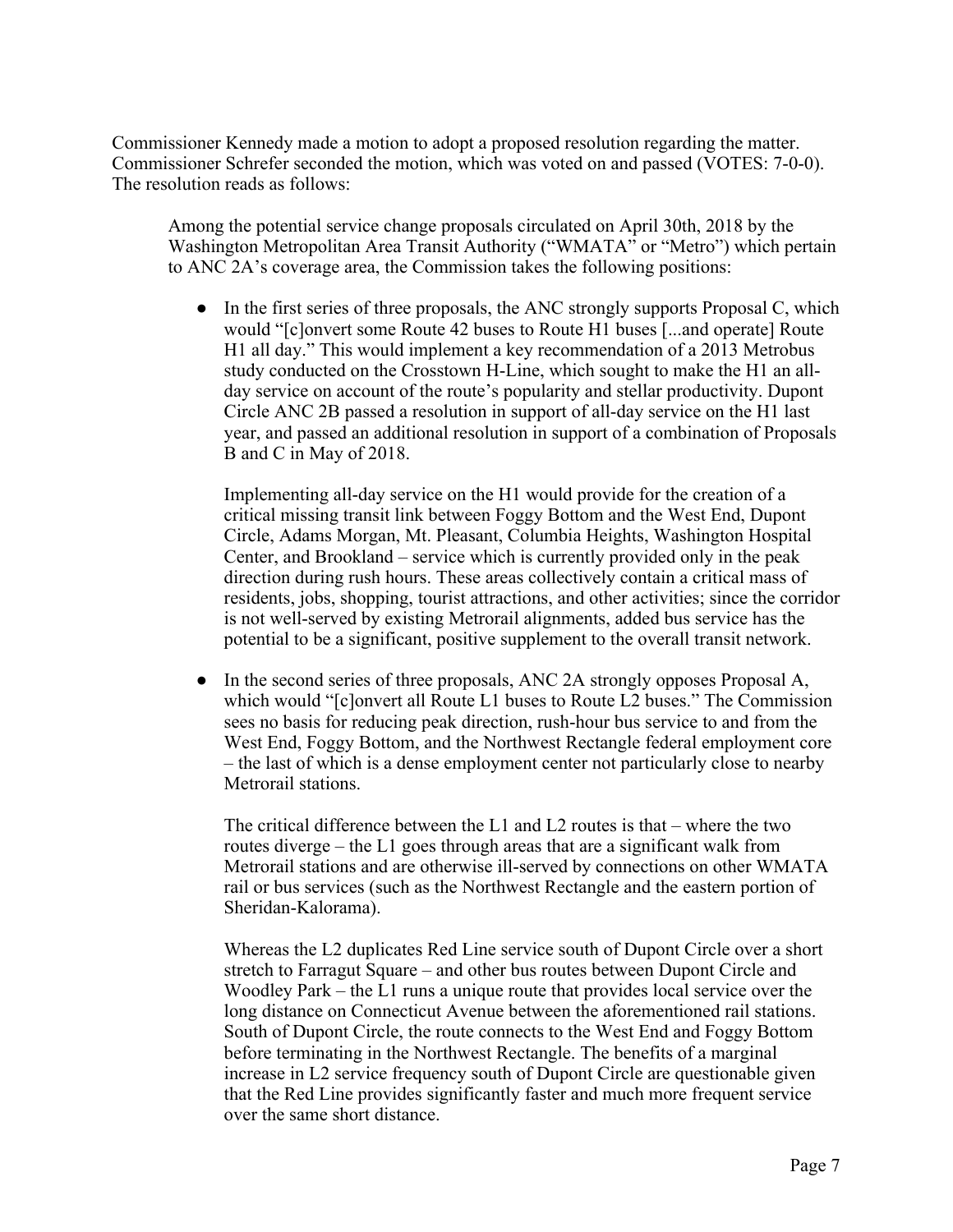Commissioner Kennedy made a motion to adopt a proposed resolution regarding the matter. Commissioner Schrefer seconded the motion, which was voted on and passed (VOTES: 7-0-0). The resolution reads as follows:

> Among the potential service change proposals circulated on April 30th, 2018 by the Washington Metropolitan Area Transit Authority ("WMATA" or "Metro") which pertain to ANC 2A's coverage area, the Commission takes the following positions:
>
> - In the first series of three proposals, the ANC strongly supports Proposal C, which would "[c]onvert some Route 42 buses to Route H1 buses [...and operate] Route H1 all day." This would implement a key recommendation of a 2013 Metrobus study conducted on the Crosstown H-Line, which sought to make the H1 an all-day service on account of the route's popularity and stellar productivity. Dupont Circle ANC 2B passed a resolution in support of all-day service on the H1 last year, and passed an additional resolution in support of a combination of Proposals B and C in May of 2018.
>
>   Implementing all-day service on the H1 would provide for the creation of a critical missing transit link between Foggy Bottom and the West End, Dupont Circle, Adams Morgan, Mt. Pleasant, Columbia Heights, Washington Hospital Center, and Brookland – service which is currently provided only in the peak direction during rush hours. These areas collectively contain a critical mass of residents, jobs, shopping, tourist attractions, and other activities; since the corridor is not well-served by existing Metrorail alignments, added bus service has the potential to be a significant, positive supplement to the overall transit network.
>
> - In the second series of three proposals, ANC 2A strongly opposes Proposal A, which would "[c]onvert all Route L1 buses to Route L2 buses." The Commission sees no basis for reducing peak direction, rush-hour bus service to and from the West End, Foggy Bottom, and the Northwest Rectangle federal employment core – the last of which is a dense employment center not particularly close to nearby Metrorail stations.
>
>   The critical difference between the L1 and L2 routes is that – where the two routes diverge – the L1 goes through areas that are a significant walk from Metrorail stations and are otherwise ill-served by connections on other WMATA rail or bus services (such as the Northwest Rectangle and the eastern portion of Sheridan-Kalorama).
>
>   Whereas the L2 duplicates Red Line service south of Dupont Circle over a short stretch to Farragut Square – and other bus routes between Dupont Circle and Woodley Park – the L1 runs a unique route that provides local service over the long distance on Connecticut Avenue between the aforementioned rail stations. South of Dupont Circle, the route connects to the West End and Foggy Bottom before terminating in the Northwest Rectangle. The benefits of a marginal increase in L2 service frequency south of Dupont Circle are questionable given that the Red Line provides significantly faster and much more frequent service over the same short distance.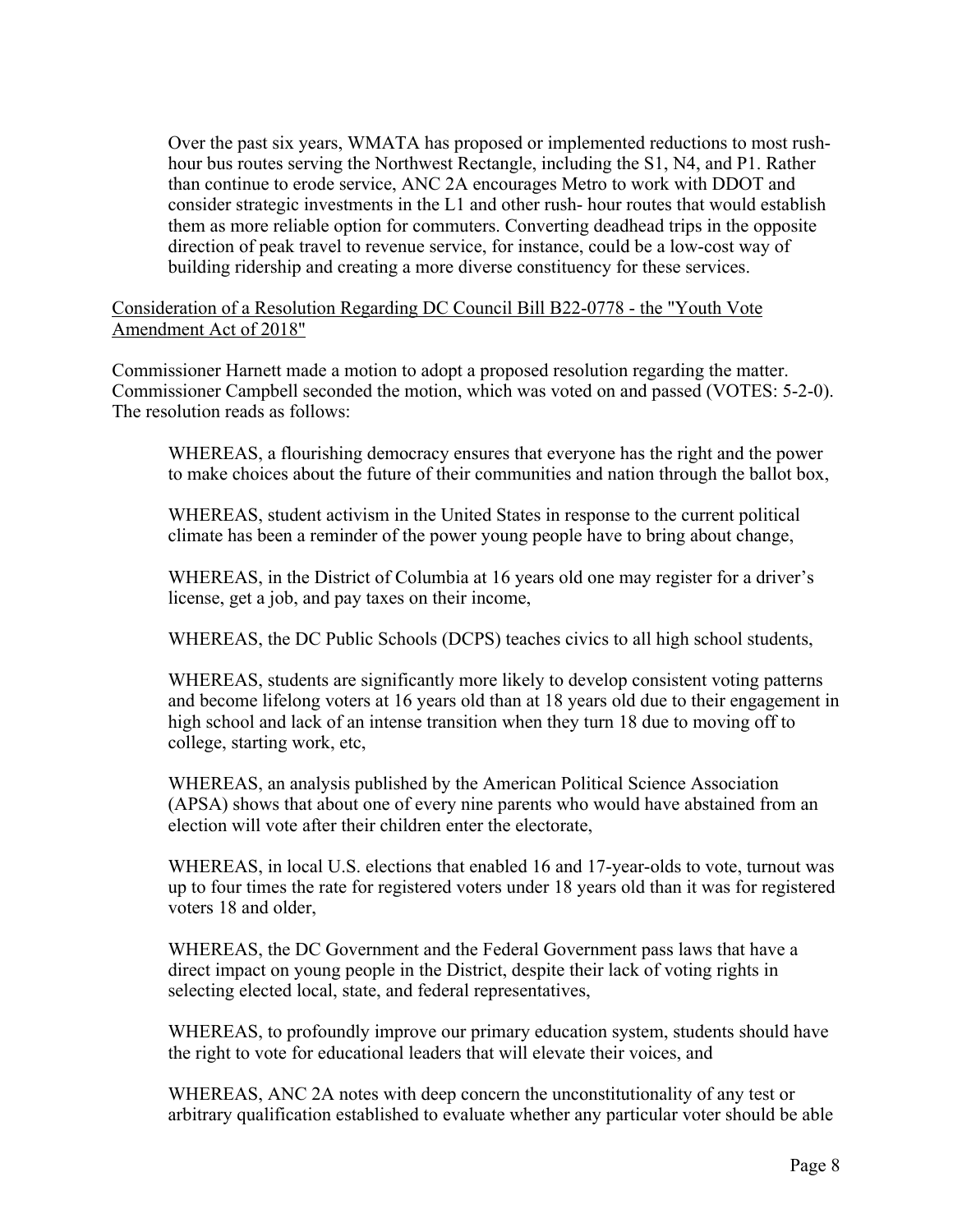Over the past six years, WMATA has proposed or implemented reductions to most rush-hour bus routes serving the Northwest Rectangle, including the S1, N4, and P1. Rather than continue to erode service, ANC 2A encourages Metro to work with DDOT and consider strategic investments in the L1 and other rush- hour routes that would establish them as more reliable option for commuters. Converting deadhead trips in the opposite direction of peak travel to revenue service, for instance, could be a low-cost way of building ridership and creating a more diverse constituency for these services.

<u>Consideration of a Resolution Regarding DC Council Bill B22-0778 - the "Youth Vote Amendment Act of 2018"</u>

Commissioner Harnett made a motion to adopt a proposed resolution regarding the matter. Commissioner Campbell seconded the motion, which was voted on and passed (VOTES: 5-2-0). The resolution reads as follows:

> WHEREAS, a flourishing democracy ensures that everyone has the right and the power to make choices about the future of their communities and nation through the ballot box,
>
> WHEREAS, student activism in the United States in response to the current political climate has been a reminder of the power young people have to bring about change,
>
> WHEREAS, in the District of Columbia at 16 years old one may register for a driver's license, get a job, and pay taxes on their income,
>
> WHEREAS, the DC Public Schools (DCPS) teaches civics to all high school students,
>
> WHEREAS, students are significantly more likely to develop consistent voting patterns and become lifelong voters at 16 years old than at 18 years old due to their engagement in high school and lack of an intense transition when they turn 18 due to moving off to college, starting work, etc,
>
> WHEREAS, an analysis published by the American Political Science Association (APSA) shows that about one of every nine parents who would have abstained from an election will vote after their children enter the electorate,
>
> WHEREAS, in local U.S. elections that enabled 16 and 17-year-olds to vote, turnout was up to four times the rate for registered voters under 18 years old than it was for registered voters 18 and older,
>
> WHEREAS, the DC Government and the Federal Government pass laws that have a direct impact on young people in the District, despite their lack of voting rights in selecting elected local, state, and federal representatives,
>
> WHEREAS, to profoundly improve our primary education system, students should have the right to vote for educational leaders that will elevate their voices, and
>
> WHEREAS, ANC 2A notes with deep concern the unconstitutionality of any test or arbitrary qualification established to evaluate whether any particular voter should be able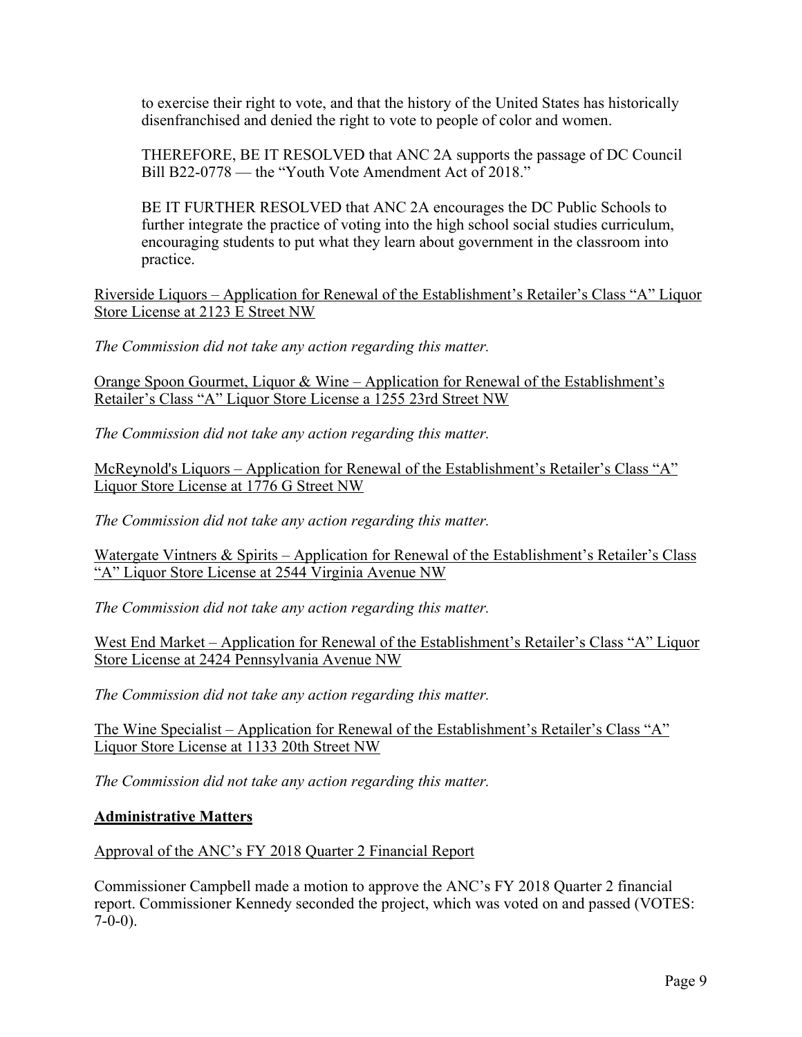to exercise their right to vote, and that the history of the United States has historically disenfranchised and denied the right to vote to people of color and women.

THEREFORE, BE IT RESOLVED that ANC 2A supports the passage of DC Council Bill B22-0778 — the "Youth Vote Amendment Act of 2018."

BE IT FURTHER RESOLVED that ANC 2A encourages the DC Public Schools to further integrate the practice of voting into the high school social studies curriculum, encouraging students to put what they learn about government in the classroom into practice.

<u>Riverside Liquors – Application for Renewal of the Establishment's Retailer's Class "A" Liquor Store License at 2123 E Street NW</u>

*The Commission did not take any action regarding this matter.*

<u>Orange Spoon Gourmet, Liquor & Wine – Application for Renewal of the Establishment's Retailer's Class "A" Liquor Store License a 1255 23rd Street NW</u>

*The Commission did not take any action regarding this matter.*

<u>McReynold's Liquors – Application for Renewal of the Establishment's Retailer's Class "A" Liquor Store License at 1776 G Street NW</u>

*The Commission did not take any action regarding this matter.*

<u>Watergate Vintners & Spirits – Application for Renewal of the Establishment's Retailer's Class "A" Liquor Store License at 2544 Virginia Avenue NW</u>

*The Commission did not take any action regarding this matter.*

<u>West End Market – Application for Renewal of the Establishment's Retailer's Class "A" Liquor Store License at 2424 Pennsylvania Avenue NW</u>

*The Commission did not take any action regarding this matter.*

<u>The Wine Specialist – Application for Renewal of the Establishment's Retailer's Class "A" Liquor Store License at 1133 20th Street NW</u>

*The Commission did not take any action regarding this matter.*

## **Administrative Matters**

<u>Approval of the ANC's FY 2018 Quarter 2 Financial Report</u>

Commissioner Campbell made a motion to approve the ANC's FY 2018 Quarter 2 financial report. Commissioner Kennedy seconded the project, which was voted on and passed (VOTES: 7-0-0).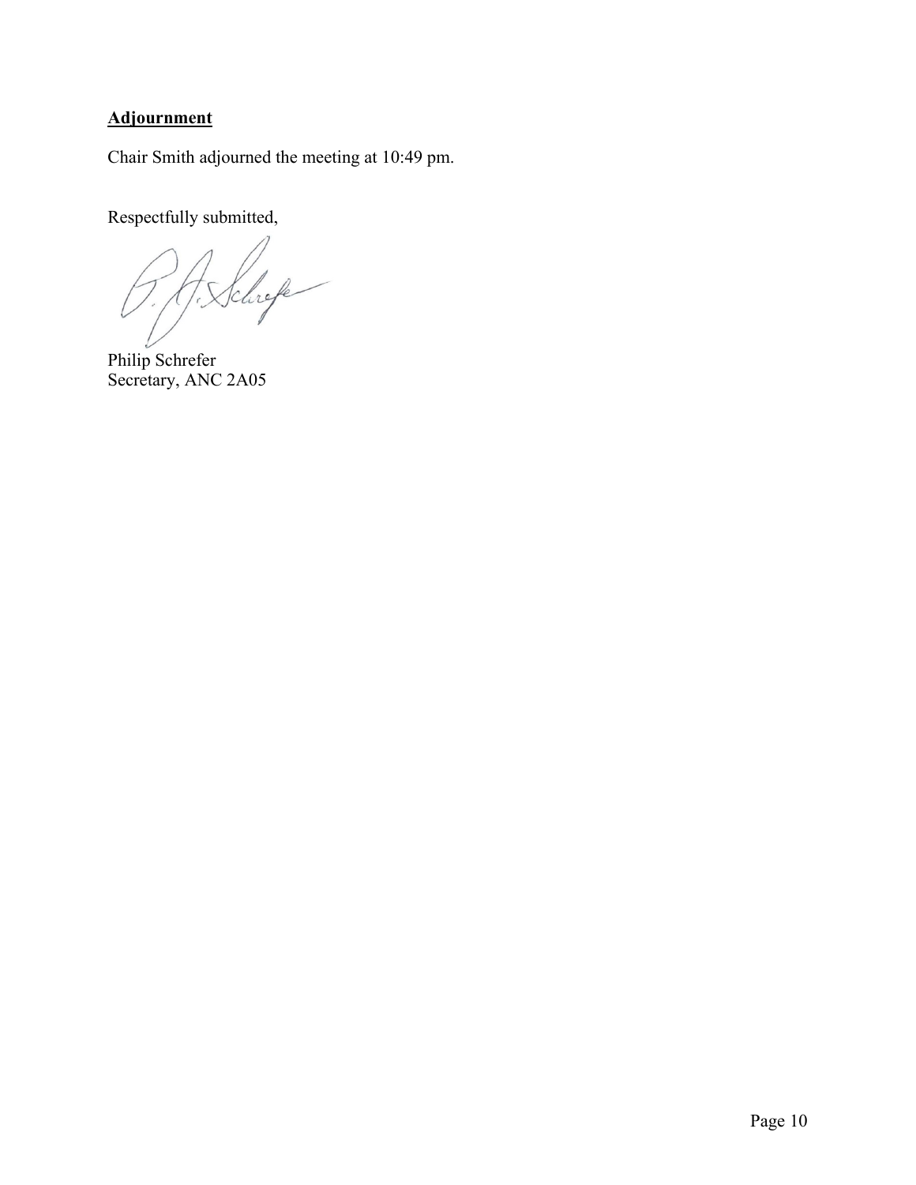**Adjournment**

Chair Smith adjourned the meeting at 10:49 pm.

Respectfully submitted,

Philip Schrefer
Secretary, ANC 2A05